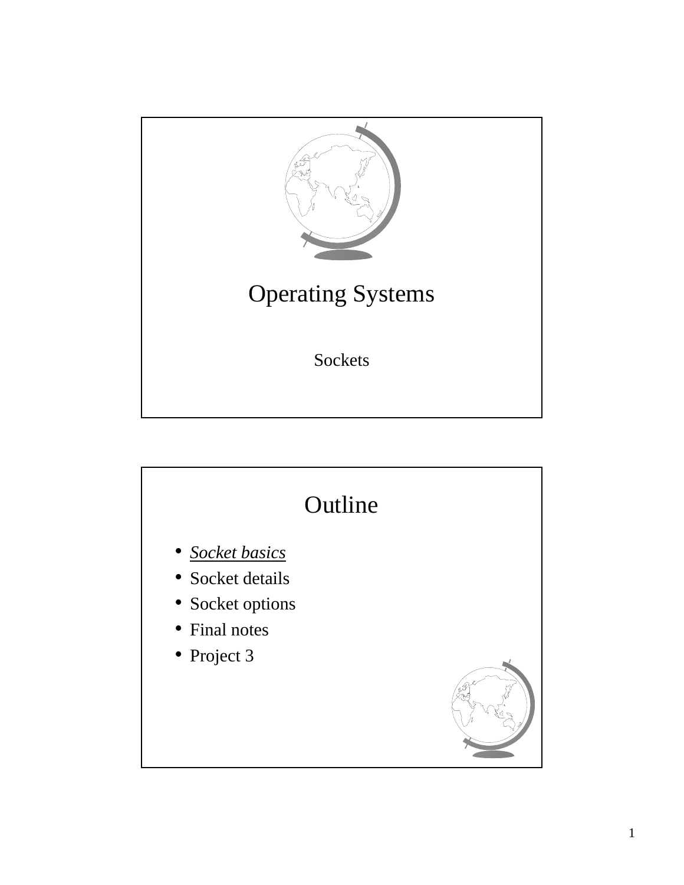# Operating Systems

Sockets

# Outline

- *Socket basics*
- Socket details
- Socket options
- Final notes
- Project 3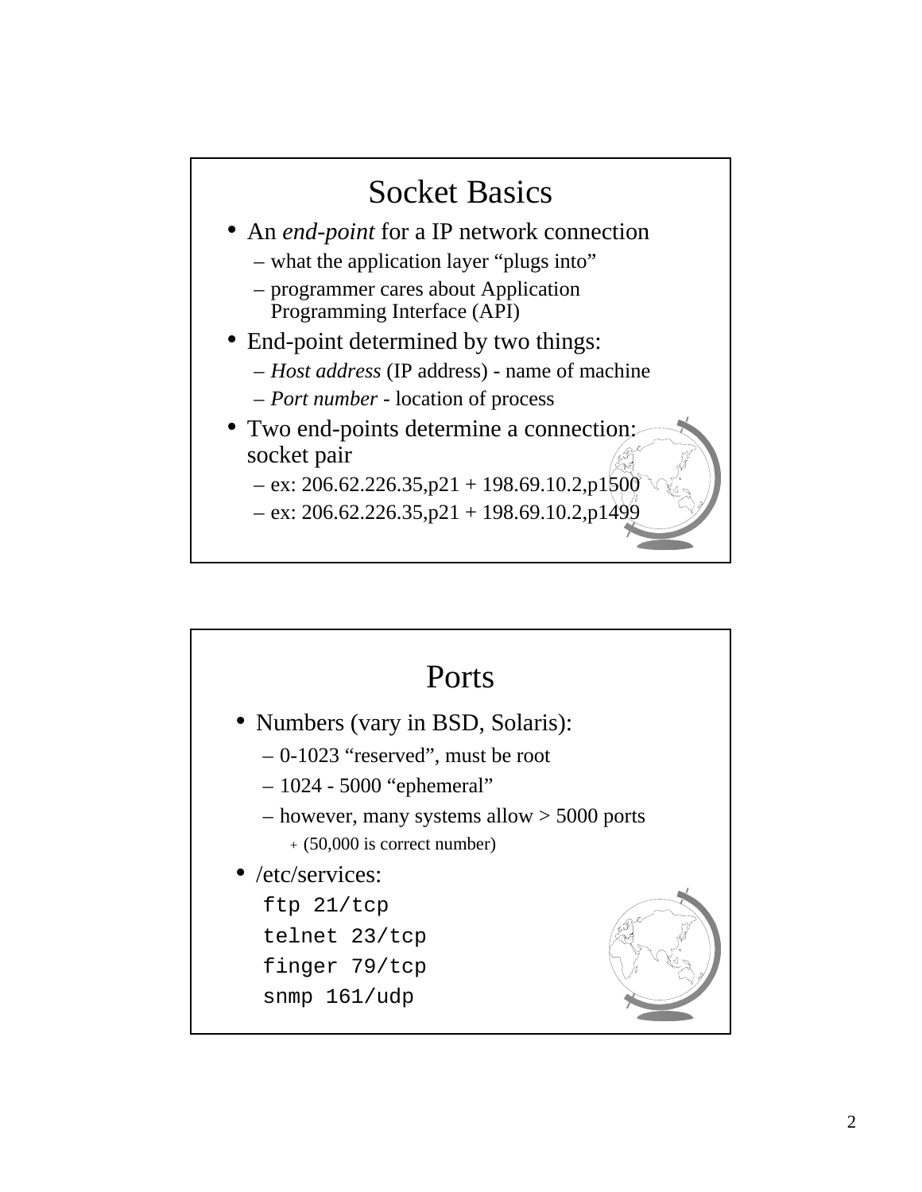## Socket Basics

- An *end-point* for a IP network connection
  - what the application layer “plugs into”
  - programmer cares about Application Programming Interface (API)
- End-point determined by two things:
  - *Host address* (IP address) - name of machine
  - *Port number* - location of process
- Two end-points determine a connection: socket pair
  - ex: 206.62.226.35,p21 + 198.69.10.2,p1500
  - ex: 206.62.226.35,p21 + 198.69.10.2,p1499

## Ports

- Numbers (vary in BSD, Solaris):
  - 0-1023 “reserved”, must be root
  - 1024 - 5000 “ephemeral”
  - however, many systems allow > 5000 ports
    - (50,000 is correct number)
- /etc/services:

```
ftp 21/tcp
telnet 23/tcp
finger 79/tcp
snmp 161/udp
```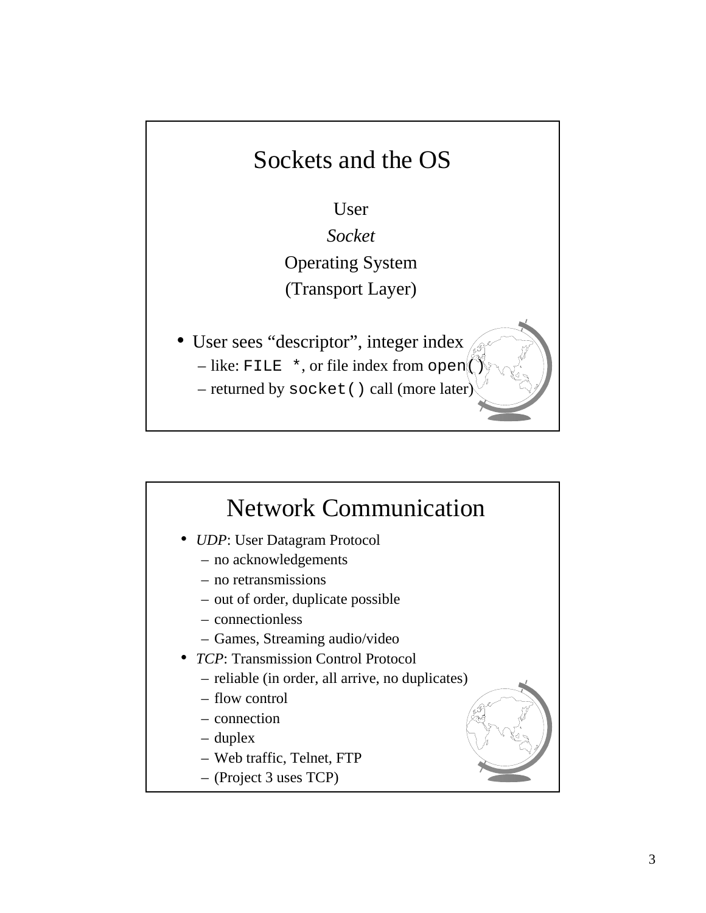## Sockets and the OS

User

*Socket*

Operating System

(Transport Layer)

- User sees “descriptor”, integer index
  - like: `FILE *`, or file index from `open()`
  - returned by `socket()` call (more later)

## Network Communication

- *UDP*: User Datagram Protocol
  - no acknowledgements
  - no retransmissions
  - out of order, duplicate possible
  - connectionless
  - Games, Streaming audio/video
- *TCP*: Transmission Control Protocol
  - reliable (in order, all arrive, no duplicates)
  - flow control
  - connection
  - duplex
  - Web traffic, Telnet, FTP
  - (Project 3 uses TCP)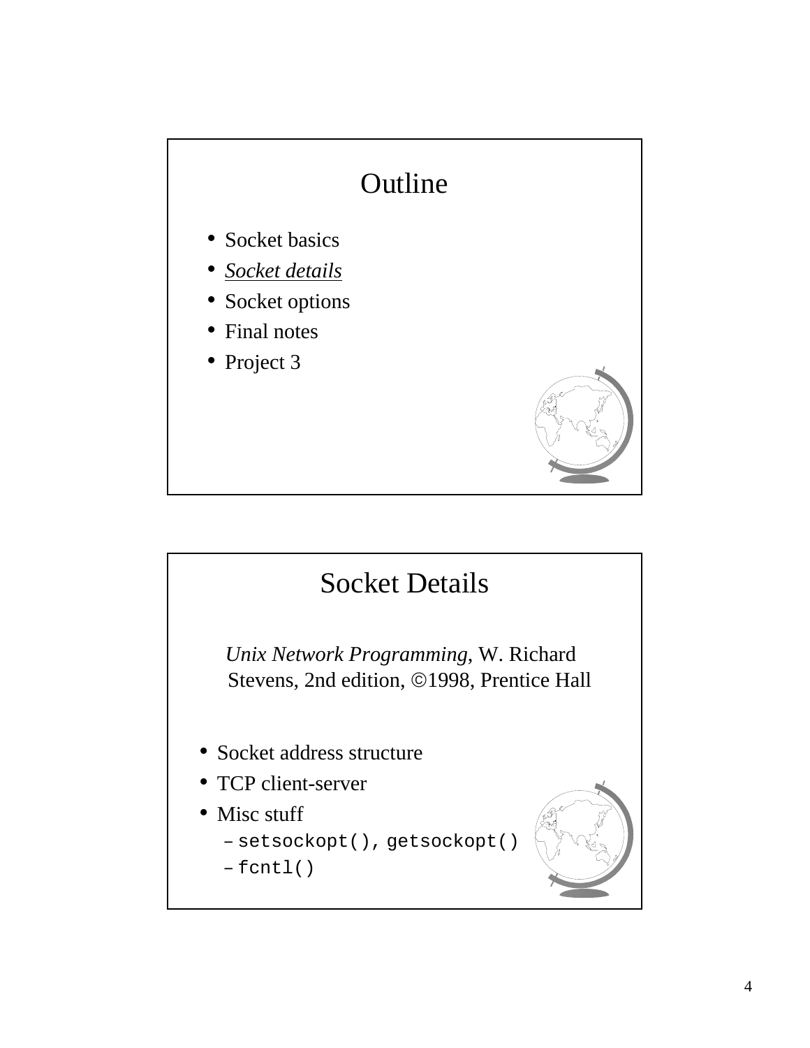# Outline

- Socket basics
- *Socket details*
- Socket options
- Final notes
- Project 3

# Socket Details

*Unix Network Programming*, W. Richard Stevens, 2nd edition, ©1998, Prentice Hall

- Socket address structure
- TCP client-server
- Misc stuff
  - `setsockopt()`, `getsockopt()`
  - `fcntl()`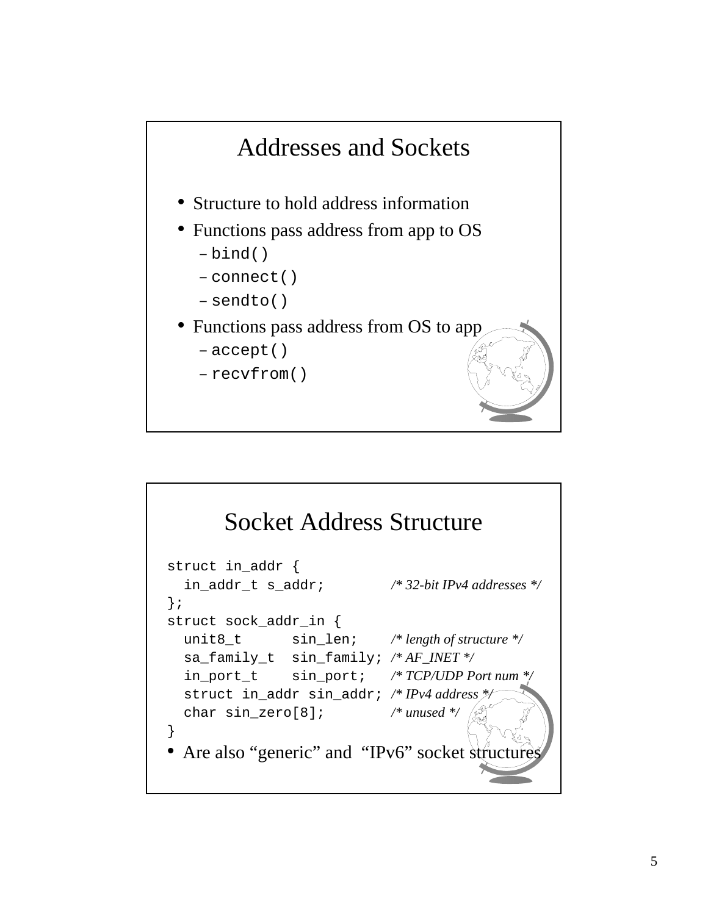## Addresses and Sockets

- Structure to hold address information
- Functions pass address from app to OS
  - `bind()`
  - `connect()`
  - `sendto()`
- Functions pass address from OS to app
  - `accept()`
  - `recvfrom()`

## Socket Address Structure

```
struct in_addr {
  in_addr_t s_addr;          /* 32-bit IPv4 addresses */
};
struct sock_addr_in {
  unit8_t      sin_len;      /* length of structure */
  sa_family_t  sin_family;   /* AF_INET */
  in_port_t    sin_port;     /* TCP/UDP Port num */
  struct in_addr sin_addr;   /* IPv4 address */
  char sin_zero[8];          /* unused */
}
```

- Are also “generic” and “IPv6” socket structures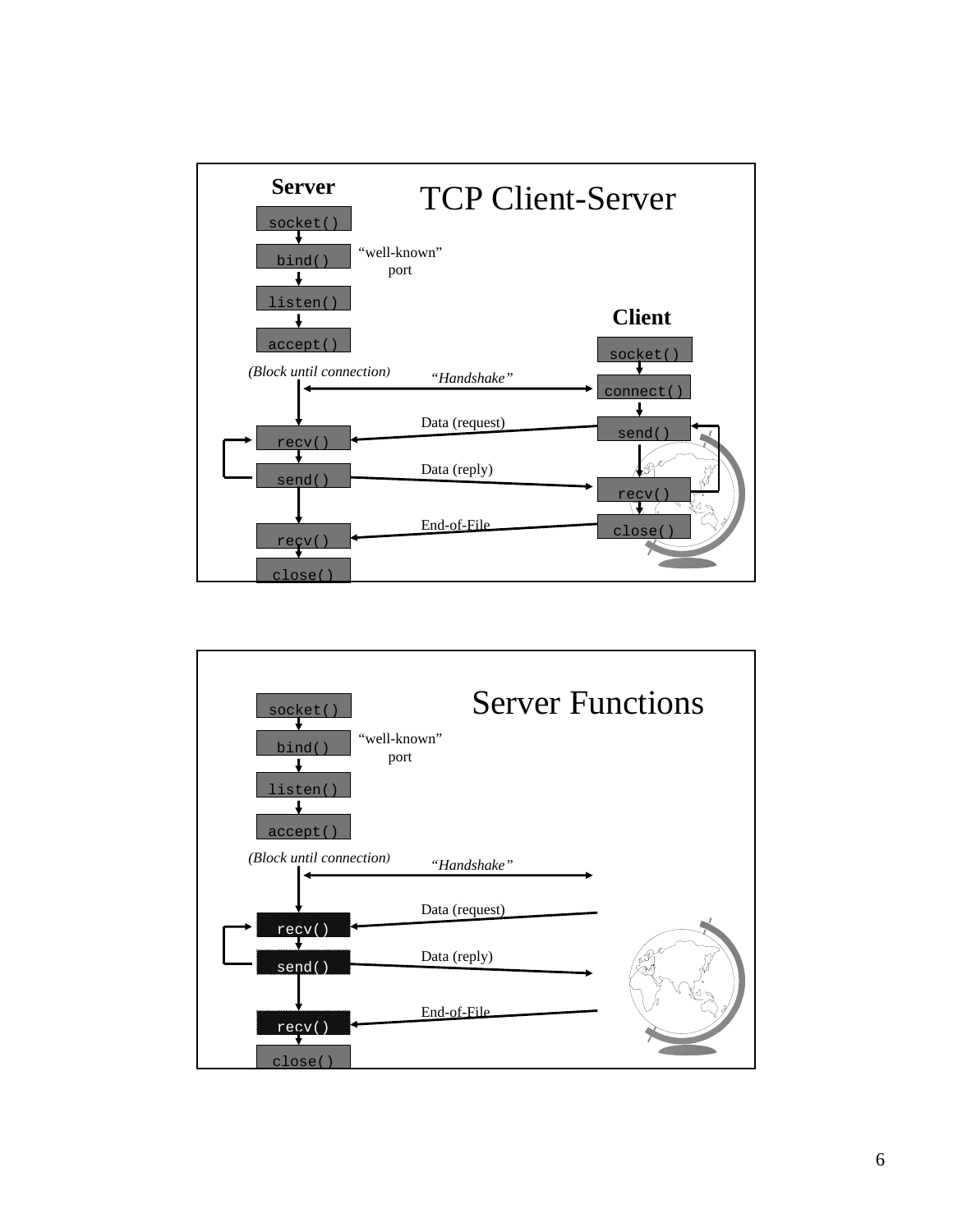## TCP Client-Server

**Server**

socket()

bind() — "well-known" port

listen()

accept()

*(Block until connection)*

*"Handshake"*

recv()

Data (request)

send()

Data (reply)

recv()

End-of-File

close()

**Client**

socket()

connect()

send()

recv()

close()

## Server Functions

socket()

bind() — "well-known" port

listen()

accept()

*(Block until connection)*

*"Handshake"*

recv()

Data (request)

send()

Data (reply)

recv()

End-of-File

close()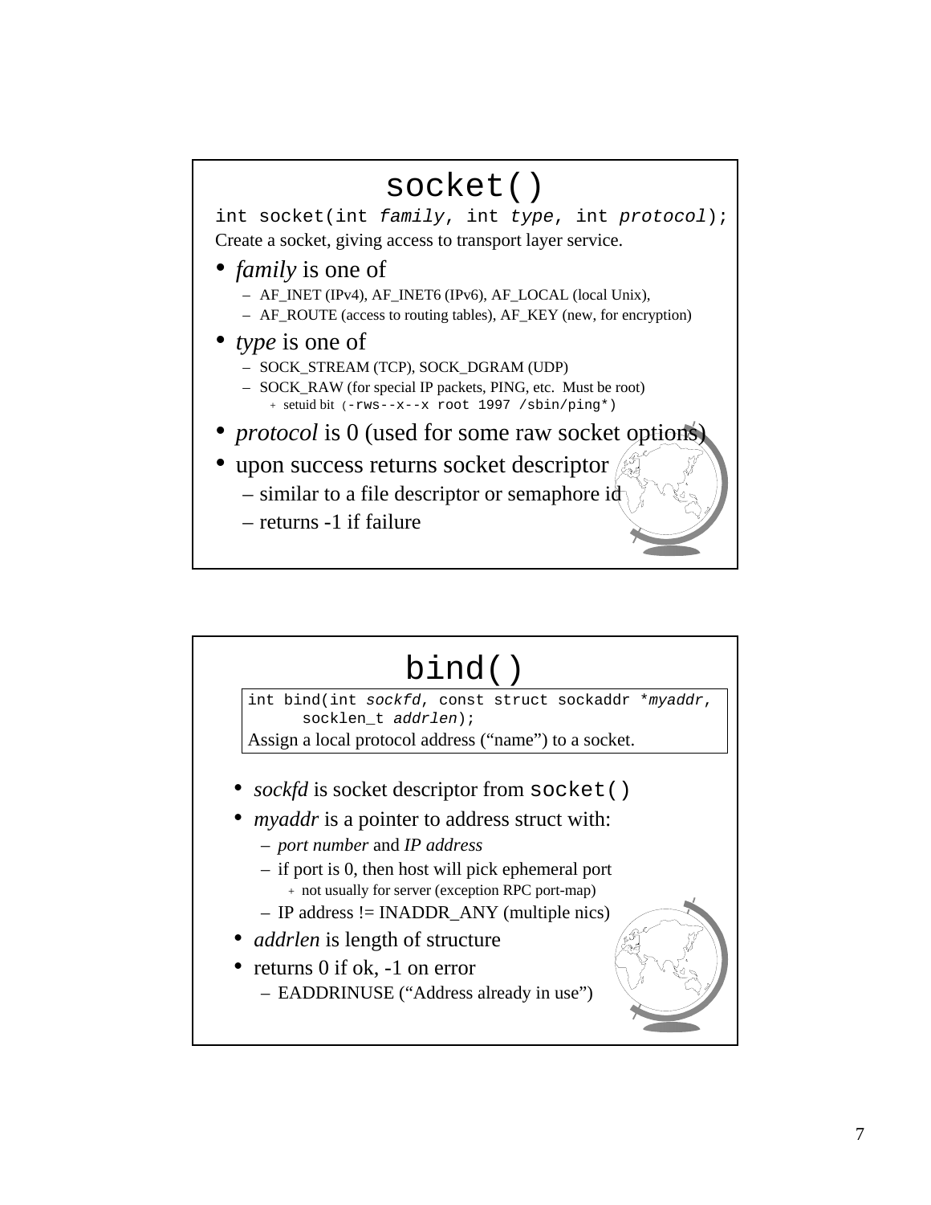# socket()

`int socket(int family, int type, int protocol);`

Create a socket, giving access to transport layer service.

- *family* is one of
  - AF_INET (IPv4), AF_INET6 (IPv6), AF_LOCAL (local Unix),
  - AF_ROUTE (access to routing tables), AF_KEY (new, for encryption)
- *type* is one of
  - SOCK_STREAM (TCP), SOCK_DGRAM (UDP)
  - SOCK_RAW (for special IP packets, PING, etc. Must be root)
    - setuid bit (`-rws--x--x root 1997 /sbin/ping*`)
- *protocol* is 0 (used for some raw socket options)
- upon success returns socket descriptor
  - similar to a file descriptor or semaphore id
  - returns -1 if failure

# bind()

```
int bind(int sockfd, const struct sockaddr *myaddr,
      socklen_t addrlen);
```

Assign a local protocol address ("name") to a socket.

- *sockfd* is socket descriptor from `socket()`
- *myaddr* is a pointer to address struct with:
  - *port number* and *IP address*
  - if port is 0, then host will pick ephemeral port
    - not usually for server (exception RPC port-map)
  - IP address != INADDR_ANY (multiple nics)
- *addrlen* is length of structure
- returns 0 if ok, -1 on error
  - EADDRINUSE ("Address already in use")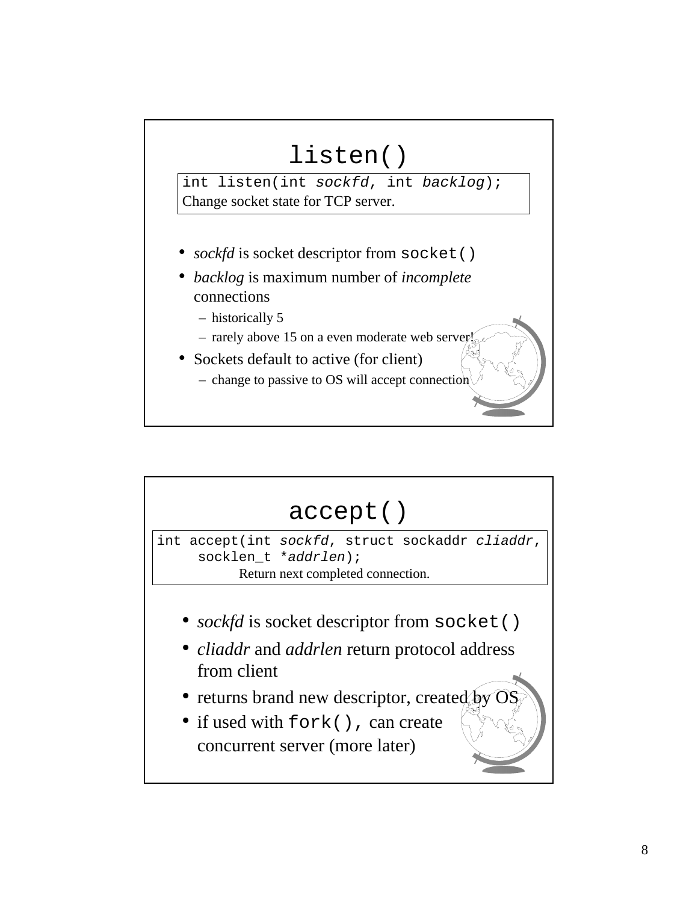## listen()

```
int listen(int sockfd, int backlog);
```
Change socket state for TCP server.

- *sockfd* is socket descriptor from `socket()`
- *backlog* is maximum number of *incomplete* connections
  - historically 5
  - rarely above 15 on a even moderate web server!
- Sockets default to active (for client)
  - change to passive to OS will accept connection

## accept()

```
int accept(int sockfd, struct sockaddr cliaddr,
      socklen_t *addrlen);
```
Return next completed connection.

- *sockfd* is socket descriptor from `socket()`
- *cliaddr* and *addrlen* return protocol address from client
- returns brand new descriptor, created by OS
- if used with `fork()`, can create concurrent server (more later)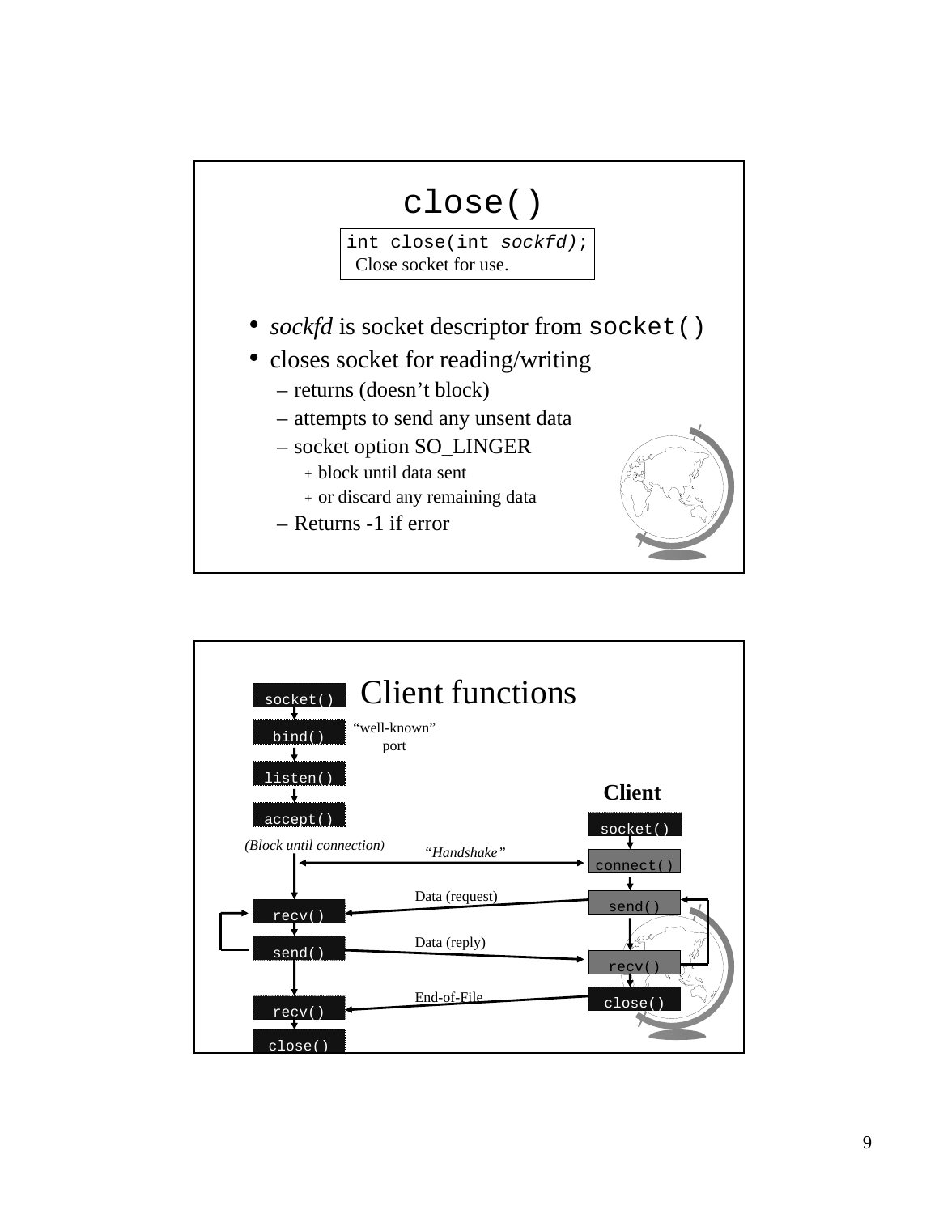# close()

```
int close(int sockfd);
```
Close socket for use.

- *sockfd* is socket descriptor from `socket()`
- closes socket for reading/writing
  - returns (doesn't block)
  - attempts to send any unsent data
  - socket option SO_LINGER
    - block until data sent
    - or discard any remaining data
  - Returns -1 if error

# Client functions

Server:

- `socket()`
- `bind()` — "well-known" port
- `listen()`
- `accept()` — (Block until connection)
- `recv()`
- `send()`
- `recv()`
- `close()`

**Client**

- `socket()`
- `connect()` — "Handshake" with server `accept()`
- `send()` — Data (request) to server `recv()`
- `recv()` — Data (reply) from server `send()`
- `close()` — End-of-File to server `recv()`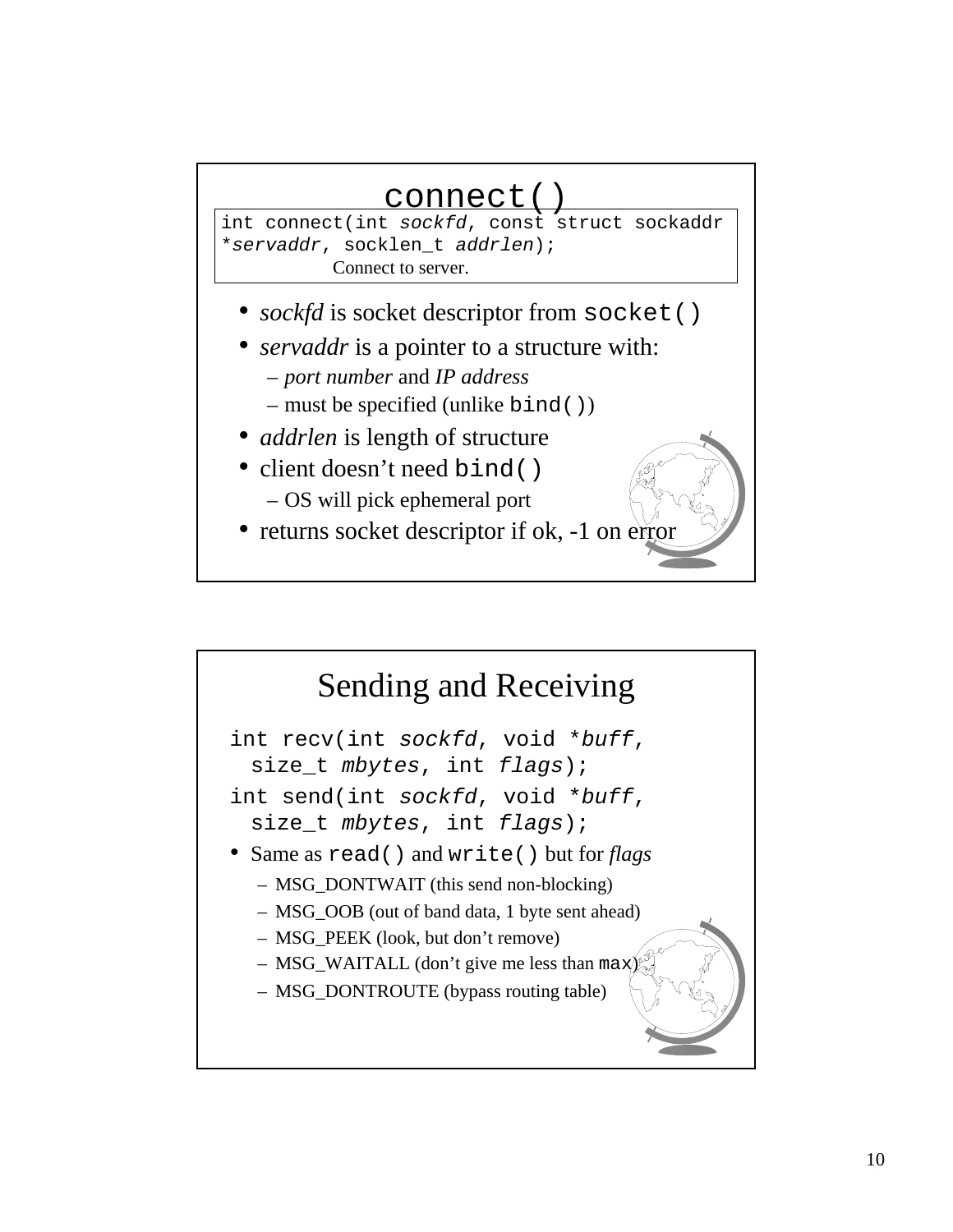## connect()

```
int connect(int sockfd, const struct sockaddr
*servaddr, socklen_t addrlen);
```

Connect to server.

- *sockfd* is socket descriptor from `socket()`
- *servaddr* is a pointer to a structure with:
  - *port number* and *IP address*
  - must be specified (unlike `bind()`)
- *addrlen* is length of structure
- client doesn't need `bind()`
  - OS will pick ephemeral port
- returns socket descriptor if ok, -1 on error

## Sending and Receiving

```
int recv(int sockfd, void *buff,
  size_t mbytes, int flags);
int send(int sockfd, void *buff,
  size_t mbytes, int flags);
```

- Same as `read()` and `write()` but for *flags*
  - MSG_DONTWAIT (this send non-blocking)
  - MSG_OOB (out of band data, 1 byte sent ahead)
  - MSG_PEEK (look, but don't remove)
  - MSG_WAITALL (don't give me less than `max`)
  - MSG_DONTROUTE (bypass routing table)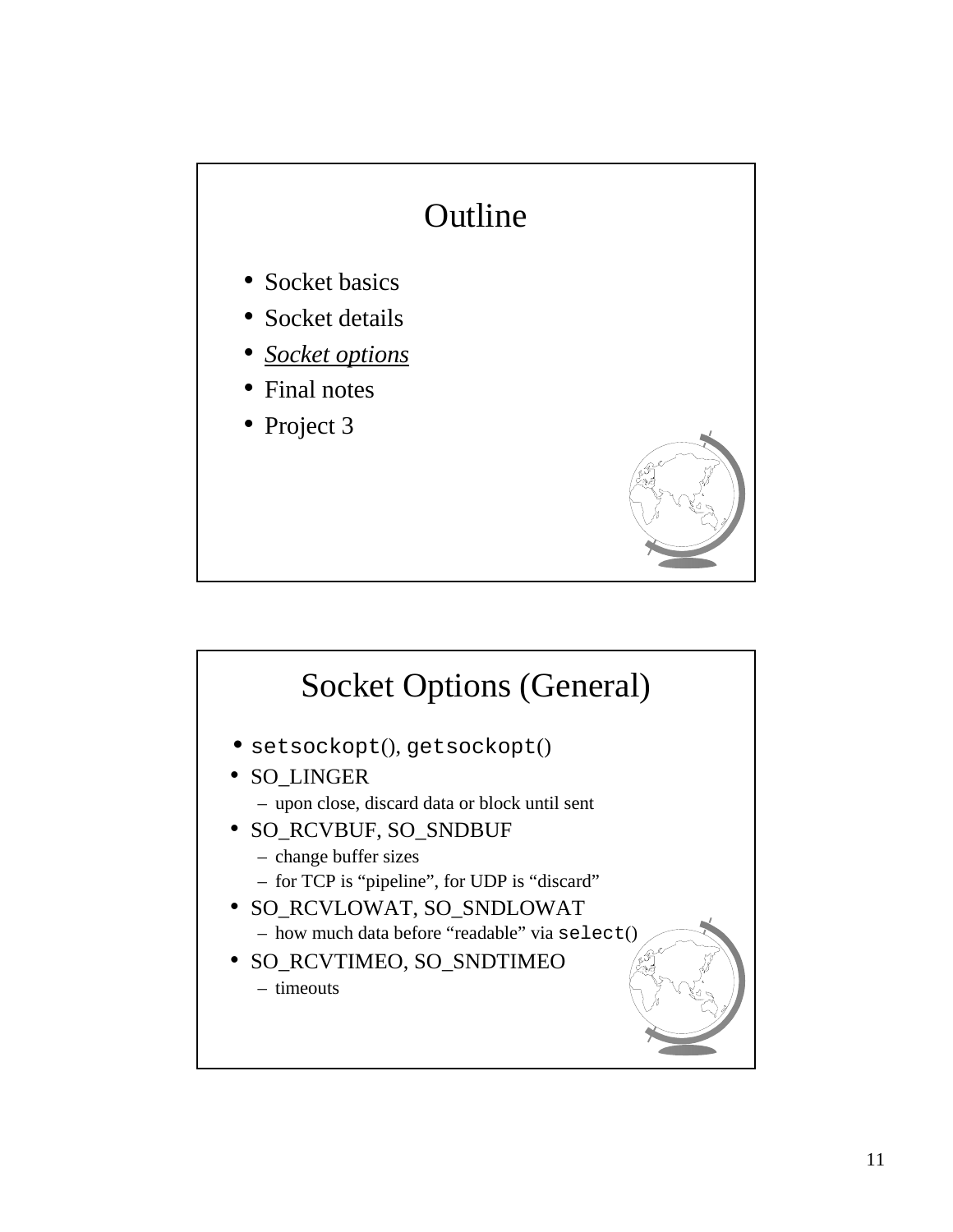# Outline

- Socket basics
- Socket details
- *Socket options*
- Final notes
- Project 3

# Socket Options (General)

- `setsockopt()`, `getsockopt()`
- SO_LINGER
  - upon close, discard data or block until sent
- SO_RCVBUF, SO_SNDBUF
  - change buffer sizes
  - for TCP is "pipeline", for UDP is "discard"
- SO_RCVLOWAT, SO_SNDLOWAT
  - how much data before "readable" via `select()`
- SO_RCVTIMEO, SO_SNDTIMEO
  - timeouts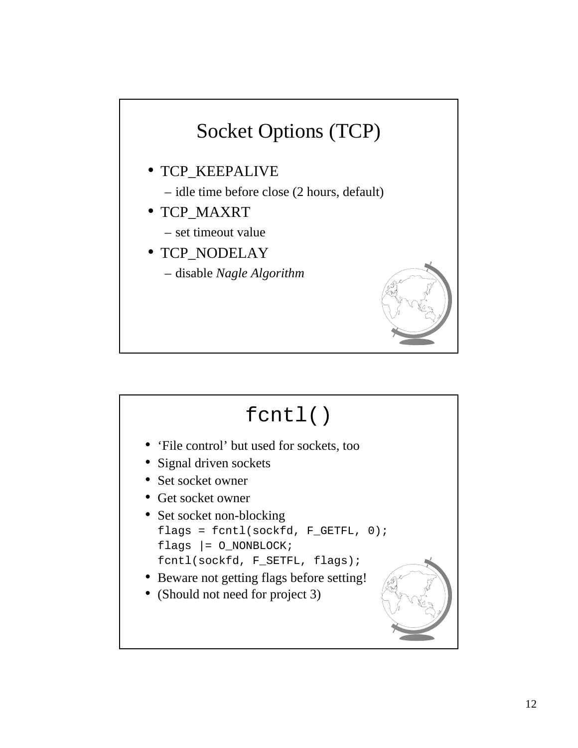## Socket Options (TCP)

- TCP_KEEPALIVE
  - idle time before close (2 hours, default)
- TCP_MAXRT
  - set timeout value
- TCP_NODELAY
  - disable *Nagle Algorithm*

## fcntl()

- 'File control' but used for sockets, too
- Signal driven sockets
- Set socket owner
- Get socket owner
- Set socket non-blocking

```
flags = fcntl(sockfd, F_GETFL, 0);
flags |= O_NONBLOCK;
fcntl(sockfd, F_SETFL, flags);
```

- Beware not getting flags before setting!
- (Should not need for project 3)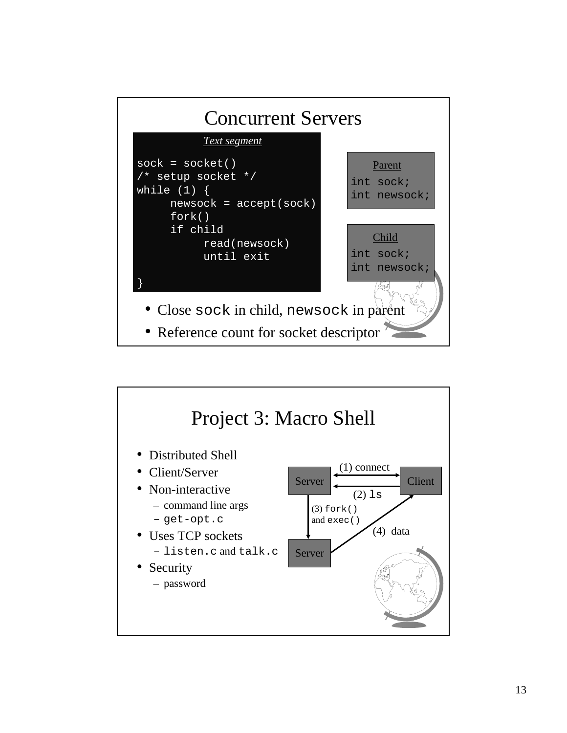# Concurrent Servers

*Text segment*

```
sock = socket()
/* setup socket */
while (1) {
     newsock = accept(sock)
     fork()
     if child
          read(newsock)
          until exit

}
```

Parent

```
int sock;
int newsock;
```

Child

```
int sock;
int newsock;
```

- Close `sock` in child, `newsock` in parent
- Reference count for socket descriptor

# Project 3: Macro Shell

- Distributed Shell
- Client/Server
- Non-interactive
  - command line args
  - `get-opt.c`
- Uses TCP sockets
  - `listen.c` and `talk.c`
- Security
  - password

Server

Client

(1) connect

(2) `ls`

(3) `fork()` and `exec()`

(4) data

Server